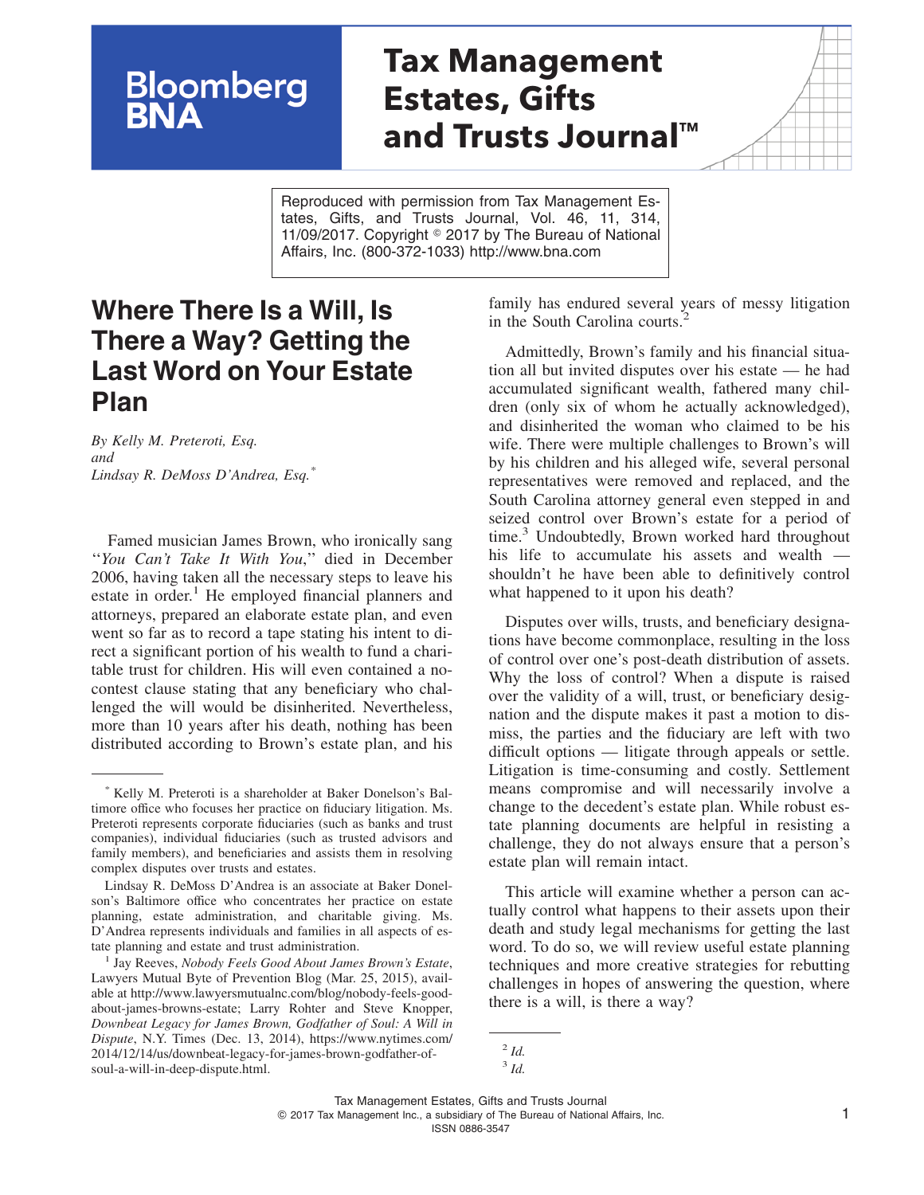Reproduced with permission from Tax Management Estates, Gifts, and Trusts Journal, Vol. 46, 11, 314, 11/09/2017. Copyright © 2017 by The Bureau of National Affairs, Inc. (800-372-1033) http://www.bna.com

# Where There Is a Will, Is There a Way? Getting the Last Word on Your Estate Plan

*By Kelly M. Preteroti, Esq.*
*and*
*Lindsay R. DeMoss D'Andrea, Esq.*[*]

Famed musician James Brown, who ironically sang "*You Can't Take It With You*," died in December 2006, having taken all the necessary steps to leave his estate in order.[1] He employed financial planners and attorneys, prepared an elaborate estate plan, and even went so far as to record a tape stating his intent to direct a significant portion of his wealth to fund a charitable trust for children. His will even contained a no-contest clause stating that any beneficiary who challenged the will would be disinherited. Nevertheless, more than 10 years after his death, nothing has been distributed according to Brown's estate plan, and his family has endured several years of messy litigation in the South Carolina courts.[2]

Admittedly, Brown's family and his financial situation all but invited disputes over his estate — he had accumulated significant wealth, fathered many children (only six of whom he actually acknowledged), and disinherited the woman who claimed to be his wife. There were multiple challenges to Brown's will by his children and his alleged wife, several personal representatives were removed and replaced, and the South Carolina attorney general even stepped in and seized control over Brown's estate for a period of time.[3] Undoubtedly, Brown worked hard throughout his life to accumulate his assets and wealth — shouldn't he have been able to definitively control what happened to it upon his death?

Disputes over wills, trusts, and beneficiary designations have become commonplace, resulting in the loss of control over one's post-death distribution of assets. Why the loss of control? When a dispute is raised over the validity of a will, trust, or beneficiary designation and the dispute makes it past a motion to dismiss, the parties and the fiduciary are left with two difficult options — litigate through appeals or settle. Litigation is time-consuming and costly. Settlement means compromise and will necessarily involve a change to the decedent's estate plan. While robust estate planning documents are helpful in resisting a challenge, they do not always ensure that a person's estate plan will remain intact.

This article will examine whether a person can actually control what happens to their assets upon their death and study legal mechanisms for getting the last word. To do so, we will review useful estate planning techniques and more creative strategies for rebutting challenges in hopes of answering the question, where there is a will, is there a way?

---

[*] Kelly M. Preteroti is a shareholder at Baker Donelson's Baltimore office who focuses her practice on fiduciary litigation. Ms. Preteroti represents corporate fiduciaries (such as banks and trust companies), individual fiduciaries (such as trusted advisors and family members), and beneficiaries and assists them in resolving complex disputes over trusts and estates.

Lindsay R. DeMoss D'Andrea is an associate at Baker Donelson's Baltimore office who concentrates her practice on estate planning, estate administration, and charitable giving. Ms. D'Andrea represents individuals and families in all aspects of estate planning and estate and trust administration.

[1] Jay Reeves, *Nobody Feels Good About James Brown's Estate*, Lawyers Mutual Byte of Prevention Blog (Mar. 25, 2015), available at http://www.lawyersmutualnc.com/blog/nobody-feels-good-about-james-browns-estate; Larry Rohter and Steve Knopper, *Downbeat Legacy for James Brown, Godfather of Soul: A Will in Dispute*, N.Y. Times (Dec. 13, 2014), https://www.nytimes.com/2014/12/14/us/downbeat-legacy-for-james-brown-godfather-of-soul-a-will-in-deep-dispute.html.

[2] *Id.*

[3] *Id.*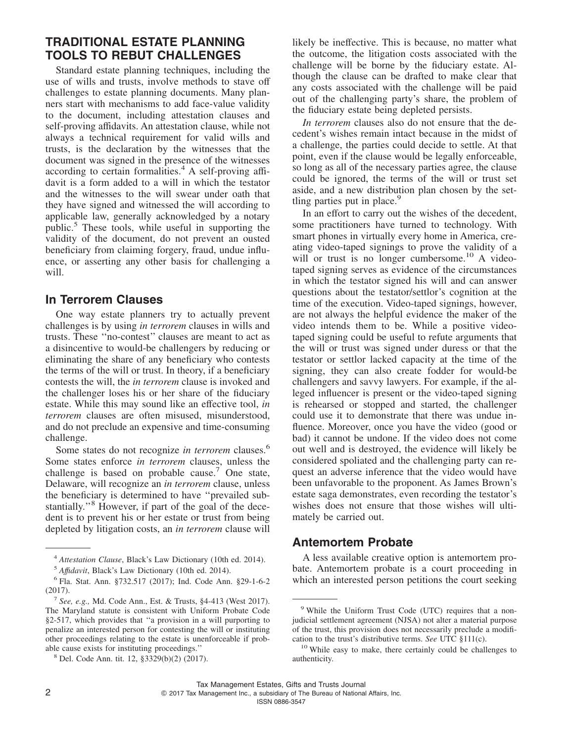## TRADITIONAL ESTATE PLANNING TOOLS TO REBUT CHALLENGES

Standard estate planning techniques, including the use of wills and trusts, involve methods to stave off challenges to estate planning documents. Many planners start with mechanisms to add face-value validity to the document, including attestation clauses and self-proving affidavits. An attestation clause, while not always a technical requirement for valid wills and trusts, is the declaration by the witnesses that the document was signed in the presence of the witnesses according to certain formalities.[4] A self-proving affidavit is a form added to a will in which the testator and the witnesses to the will swear under oath that they have signed and witnessed the will according to applicable law, generally acknowledged by a notary public.[5] These tools, while useful in supporting the validity of the document, do not prevent an ousted beneficiary from claiming forgery, fraud, undue influence, or asserting any other basis for challenging a will.

### In Terrorem Clauses

One way estate planners try to actually prevent challenges is by using *in terrorem* clauses in wills and trusts. These ''no-contest'' clauses are meant to act as a disincentive to would-be challengers by reducing or eliminating the share of any beneficiary who contests the terms of the will or trust. In theory, if a beneficiary contests the will, the *in terrorem* clause is invoked and the challenger loses his or her share of the fiduciary estate. While this may sound like an effective tool, *in terrorem* clauses are often misused, misunderstood, and do not preclude an expensive and time-consuming challenge.

Some states do not recognize *in terrorem* clauses.[6] Some states enforce *in terrorem* clauses, unless the challenge is based on probable cause.[7] One state, Delaware, will recognize an *in terrorem* clause, unless the beneficiary is determined to have ''prevailed substantially.''[8] However, if part of the goal of the decedent is to prevent his or her estate or trust from being depleted by litigation costs, an *in terrorem* clause will likely be ineffective. This is because, no matter what the outcome, the litigation costs associated with the challenge will be borne by the fiduciary estate. Although the clause can be drafted to make clear that any costs associated with the challenge will be paid out of the challenging party's share, the problem of the fiduciary estate being depleted persists.

*In terrorem* clauses also do not ensure that the decedent's wishes remain intact because in the midst of a challenge, the parties could decide to settle. At that point, even if the clause would be legally enforceable, so long as all of the necessary parties agree, the clause could be ignored, the terms of the will or trust set aside, and a new distribution plan chosen by the settling parties put in place.[9]

In an effort to carry out the wishes of the decedent, some practitioners have turned to technology. With smart phones in virtually every home in America, creating video-taped signings to prove the validity of a will or trust is no longer cumbersome.[10] A video-taped signing serves as evidence of the circumstances in which the testator signed his will and can answer questions about the testator/settlor's cognition at the time of the execution. Video-taped signings, however, are not always the helpful evidence the maker of the video intends them to be. While a positive video-taped signing could be useful to refute arguments that the will or trust was signed under duress or that the testator or settlor lacked capacity at the time of the signing, they can also create fodder for would-be challengers and savvy lawyers. For example, if the alleged influencer is present or the video-taped signing is rehearsed or stopped and started, the challenger could use it to demonstrate that there was undue influence. Moreover, once you have the video (good or bad) it cannot be undone. If the video does not come out well and is destroyed, the evidence will likely be considered spoliated and the challenging party can request an adverse inference that the video would have been unfavorable to the proponent. As James Brown's estate saga demonstrates, even recording the testator's wishes does not ensure that those wishes will ultimately be carried out.

### Antemortem Probate

A less available creative option is antemortem probate. Antemortem probate is a court proceeding in which an interested person petitions the court seeking

---

[4] *Attestation Clause*, Black's Law Dictionary (10th ed. 2014).

[5] *Affidavit*, Black's Law Dictionary (10th ed. 2014).

[6] Fla. Stat. Ann. §732.517 (2017); Ind. Code Ann. §29-1-6-2 (2017).

[7] *See, e.g.,* Md. Code Ann., Est. & Trusts, §4-413 (West 2017). The Maryland statute is consistent with Uniform Probate Code §2-517, which provides that ''a provision in a will purporting to penalize an interested person for contesting the will or instituting other proceedings relating to the estate is unenforceable if probable cause exists for instituting proceedings.''

[8] Del. Code Ann. tit. 12, §3329(b)(2) (2017).

[9] While the Uniform Trust Code (UTC) requires that a nonjudicial settlement agreement (NJSA) not alter a material purpose of the trust, this provision does not necessarily preclude a modification to the trust's distributive terms. *See* UTC §111(c).

[10] While easy to make, there certainly could be challenges to authenticity.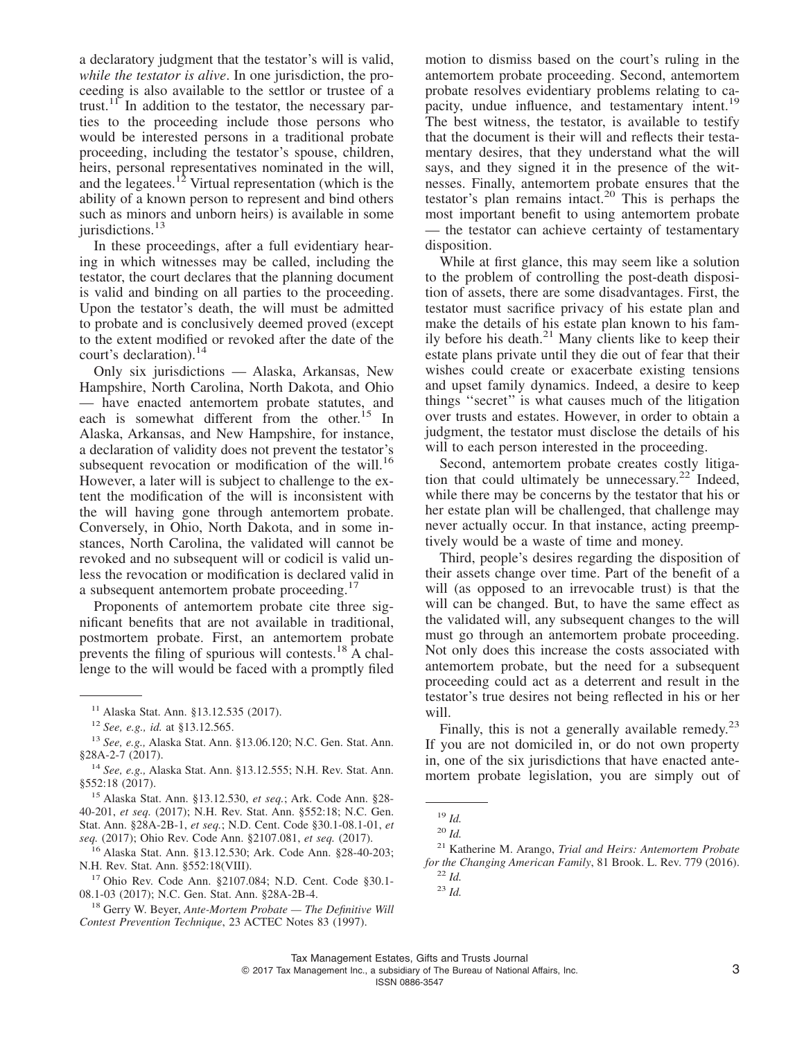a declaratory judgment that the testator's will is valid, *while the testator is alive*. In one jurisdiction, the proceeding is also available to the settlor or trustee of a trust.[11] In addition to the testator, the necessary parties to the proceeding include those persons who would be interested persons in a traditional probate proceeding, including the testator's spouse, children, heirs, personal representatives nominated in the will, and the legatees.[12] Virtual representation (which is the ability of a known person to represent and bind others such as minors and unborn heirs) is available in some jurisdictions.[13]

In these proceedings, after a full evidentiary hearing in which witnesses may be called, including the testator, the court declares that the planning document is valid and binding on all parties to the proceeding. Upon the testator's death, the will must be admitted to probate and is conclusively deemed proved (except to the extent modified or revoked after the date of the court's declaration).[14]

Only six jurisdictions — Alaska, Arkansas, New Hampshire, North Carolina, North Dakota, and Ohio — have enacted antemortem probate statutes, and each is somewhat different from the other.[15] In Alaska, Arkansas, and New Hampshire, for instance, a declaration of validity does not prevent the testator's subsequent revocation or modification of the will.[16] However, a later will is subject to challenge to the extent the modification of the will is inconsistent with the will having gone through antemortem probate. Conversely, in Ohio, North Dakota, and in some instances, North Carolina, the validated will cannot be revoked and no subsequent will or codicil is valid unless the revocation or modification is declared valid in a subsequent antemortem probate proceeding.[17]

Proponents of antemortem probate cite three significant benefits that are not available in traditional, postmortem probate. First, an antemortem probate prevents the filing of spurious will contests.[18] A challenge to the will would be faced with a promptly filed motion to dismiss based on the court's ruling in the antemortem probate proceeding. Second, antemortem probate resolves evidentiary problems relating to capacity, undue influence, and testamentary intent.[19] The best witness, the testator, is available to testify that the document is their will and reflects their testamentary desires, that they understand what the will says, and they signed it in the presence of the witnesses. Finally, antemortem probate ensures that the testator's plan remains intact.[20] This is perhaps the most important benefit to using antemortem probate — the testator can achieve certainty of testamentary disposition.

While at first glance, this may seem like a solution to the problem of controlling the post-death disposition of assets, there are some disadvantages. First, the testator must sacrifice privacy of his estate plan and make the details of his estate plan known to his family before his death.[21] Many clients like to keep their estate plans private until they die out of fear that their wishes could create or exacerbate existing tensions and upset family dynamics. Indeed, a desire to keep things ''secret'' is what causes much of the litigation over trusts and estates. However, in order to obtain a judgment, the testator must disclose the details of his will to each person interested in the proceeding.

Second, antemortem probate creates costly litigation that could ultimately be unnecessary.[22] Indeed, while there may be concerns by the testator that his or her estate plan will be challenged, that challenge may never actually occur. In that instance, acting preemptively would be a waste of time and money.

Third, people's desires regarding the disposition of their assets change over time. Part of the benefit of a will (as opposed to an irrevocable trust) is that the will can be changed. But, to have the same effect as the validated will, any subsequent changes to the will must go through an antemortem probate proceeding. Not only does this increase the costs associated with antemortem probate, but the need for a subsequent proceeding could act as a deterrent and result in the testator's true desires not being reflected in his or her will.

Finally, this is not a generally available remedy.[23] If you are not domiciled in, or do not own property in, one of the six jurisdictions that have enacted antemortem probate legislation, you are simply out of

---

[11] Alaska Stat. Ann. §13.12.535 (2017).

[12] *See, e.g., id.* at §13.12.565.

[13] *See, e.g.,* Alaska Stat. Ann. §13.06.120; N.C. Gen. Stat. Ann. §28A-2-7 (2017).

[14] *See, e.g.,* Alaska Stat. Ann. §13.12.555; N.H. Rev. Stat. Ann. §552:18 (2017).

[15] Alaska Stat. Ann. §13.12.530, *et seq.*; Ark. Code Ann. §28-40-201, *et seq.* (2017); N.H. Rev. Stat. Ann. §552:18; N.C. Gen. Stat. Ann. §28A-2B-1, *et seq.*; N.D. Cent. Code §30.1-08.1-01, *et seq.* (2017); Ohio Rev. Code Ann. §2107.081, *et seq.* (2017).

[16] Alaska Stat. Ann. §13.12.530; Ark. Code Ann. §28-40-203; N.H. Rev. Stat. Ann. §552:18(VIII).

[17] Ohio Rev. Code Ann. §2107.084; N.D. Cent. Code §30.1-08.1-03 (2017); N.C. Gen. Stat. Ann. §28A-2B-4.

[18] Gerry W. Beyer, *Ante-Mortem Probate — The Definitive Will Contest Prevention Technique*, 23 ACTEC Notes 83 (1997).

[19] *Id.*

[20] *Id.*

[21] Katherine M. Arango, *Trial and Heirs: Antemortem Probate for the Changing American Family*, 81 Brook. L. Rev. 779 (2016).

[22] *Id.*

[23] *Id.*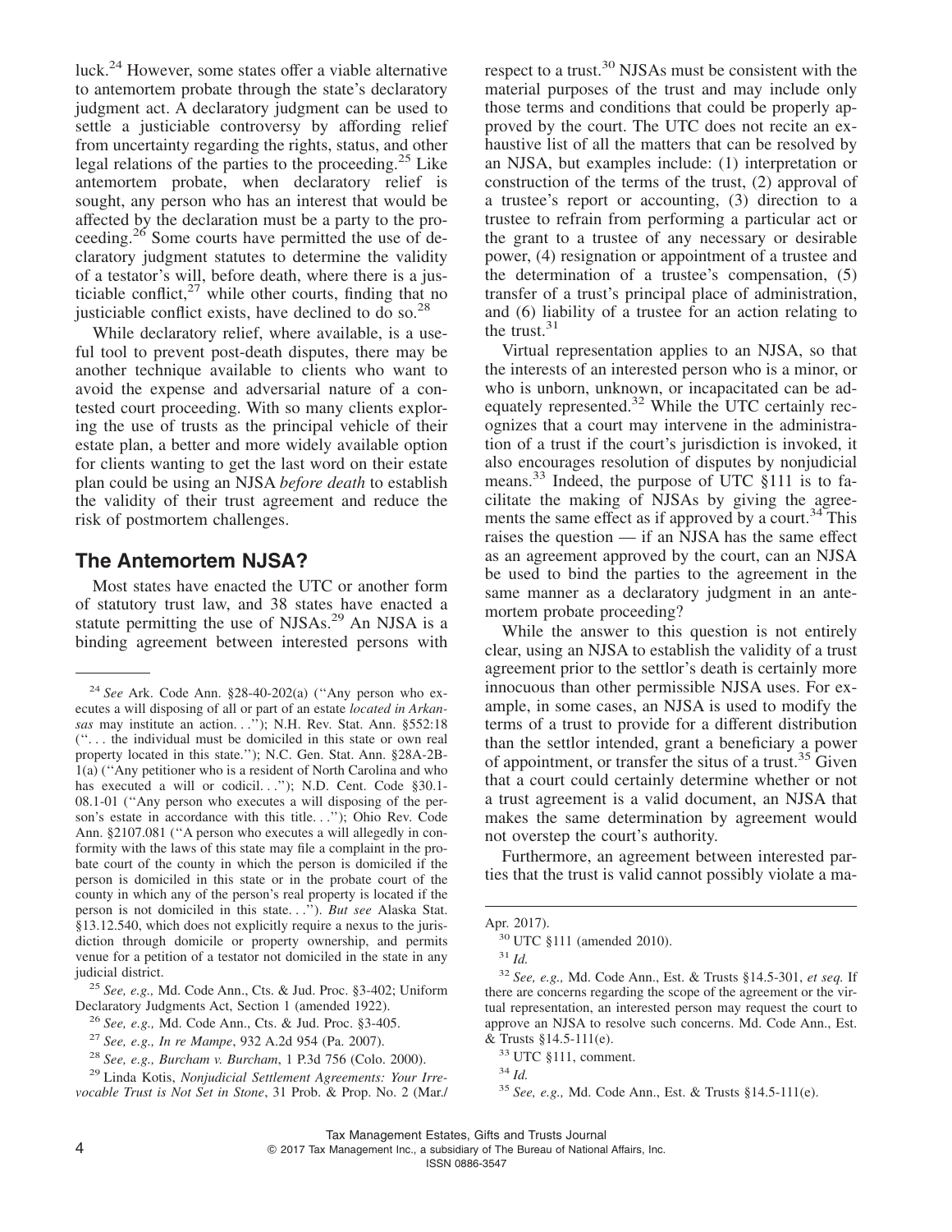luck.[24] However, some states offer a viable alternative to antemortem probate through the state's declaratory judgment act. A declaratory judgment can be used to settle a justiciable controversy by affording relief from uncertainty regarding the rights, status, and other legal relations of the parties to the proceeding.[25] Like antemortem probate, when declaratory relief is sought, any person who has an interest that would be affected by the declaration must be a party to the proceeding.[26] Some courts have permitted the use of declaratory judgment statutes to determine the validity of a testator's will, before death, where there is a justiciable conflict,[27] while other courts, finding that no justiciable conflict exists, have declined to do so.[28]

While declaratory relief, where available, is a useful tool to prevent post-death disputes, there may be another technique available to clients who want to avoid the expense and adversarial nature of a contested court proceeding. With so many clients exploring the use of trusts as the principal vehicle of their estate plan, a better and more widely available option for clients wanting to get the last word on their estate plan could be using an NJSA *before death* to establish the validity of their trust agreement and reduce the risk of postmortem challenges.

## The Antemortem NJSA?

Most states have enacted the UTC or another form of statutory trust law, and 38 states have enacted a statute permitting the use of NJSAs.[29] An NJSA is a binding agreement between interested persons with respect to a trust.[30] NJSAs must be consistent with the material purposes of the trust and may include only those terms and conditions that could be properly approved by the court. The UTC does not recite an exhaustive list of all the matters that can be resolved by an NJSA, but examples include: (1) interpretation or construction of the terms of the trust, (2) approval of a trustee's report or accounting, (3) direction to a trustee to refrain from performing a particular act or the grant to a trustee of any necessary or desirable power, (4) resignation or appointment of a trustee and the determination of a trustee's compensation, (5) transfer of a trust's principal place of administration, and (6) liability of a trustee for an action relating to the trust.[31]

Virtual representation applies to an NJSA, so that the interests of an interested person who is a minor, or who is unborn, unknown, or incapacitated can be adequately represented.[32] While the UTC certainly recognizes that a court may intervene in the administration of a trust if the court's jurisdiction is invoked, it also encourages resolution of disputes by nonjudicial means.[33] Indeed, the purpose of UTC §111 is to facilitate the making of NJSAs by giving the agreements the same effect as if approved by a court.[34] This raises the question — if an NJSA has the same effect as an agreement approved by the court, can an NJSA be used to bind the parties to the agreement in the same manner as a declaratory judgment in an antemortem probate proceeding?

While the answer to this question is not entirely clear, using an NJSA to establish the validity of a trust agreement prior to the settlor's death is certainly more innocuous than other permissible NJSA uses. For example, in some cases, an NJSA is used to modify the terms of a trust to provide for a different distribution than the settlor intended, grant a beneficiary a power of appointment, or transfer the situs of a trust.[35] Given that a court could certainly determine whether or not a trust agreement is a valid document, an NJSA that makes the same determination by agreement would not overstep the court's authority.

Furthermore, an agreement between interested parties that the trust is valid cannot possibly violate a ma-

---

[24] *See* Ark. Code Ann. §28-40-202(a) (''Any person who executes a will disposing of all or part of an estate *located in Arkansas* may institute an action. . .''); N.H. Rev. Stat. Ann. §552:18 (''. . . the individual must be domiciled in this state or own real property located in this state.''); N.C. Gen. Stat. Ann. §28A-2B-1(a) (''Any petitioner who is a resident of North Carolina and who has executed a will or codicil. . .''); N.D. Cent. Code §30.1-08.1-01 (''Any person who executes a will disposing of the person's estate in accordance with this title. . .''); Ohio Rev. Code Ann. §2107.081 (''A person who executes a will allegedly in conformity with the laws of this state may file a complaint in the probate court of the county in which the person is domiciled if the person is domiciled in this state or in the probate court of the county in which any of the person's real property is located if the person is not domiciled in this state. . .''). *But see* Alaska Stat. §13.12.540, which does not explicitly require a nexus to the jurisdiction through domicile or property ownership, and permits venue for a petition of a testator not domiciled in the state in any judicial district.

[25] *See, e.g.,* Md. Code Ann., Cts. & Jud. Proc. §3-402; Uniform Declaratory Judgments Act, Section 1 (amended 1922).

[26] *See, e.g.,* Md. Code Ann., Cts. & Jud. Proc. §3-405.

[27] *See, e.g., In re Mampe*, 932 A.2d 954 (Pa. 2007).

[28] *See, e.g., Burcham v. Burcham*, 1 P.3d 756 (Colo. 2000).

[29] Linda Kotis, *Nonjudicial Settlement Agreements: Your Irrevocable Trust is Not Set in Stone*, 31 Prob. & Prop. No. 2 (Mar./Apr. 2017).

[30] UTC §111 (amended 2010).

[31] *Id.*

[32] *See, e.g.,* Md. Code Ann., Est. & Trusts §14.5-301, *et seq.* If there are concerns regarding the scope of the agreement or the virtual representation, an interested person may request the court to approve an NJSA to resolve such concerns. Md. Code Ann., Est. & Trusts §14.5-111(e).

[33] UTC §111, comment.

[34] *Id.*

[35] *See, e.g.,* Md. Code Ann., Est. & Trusts §14.5-111(e).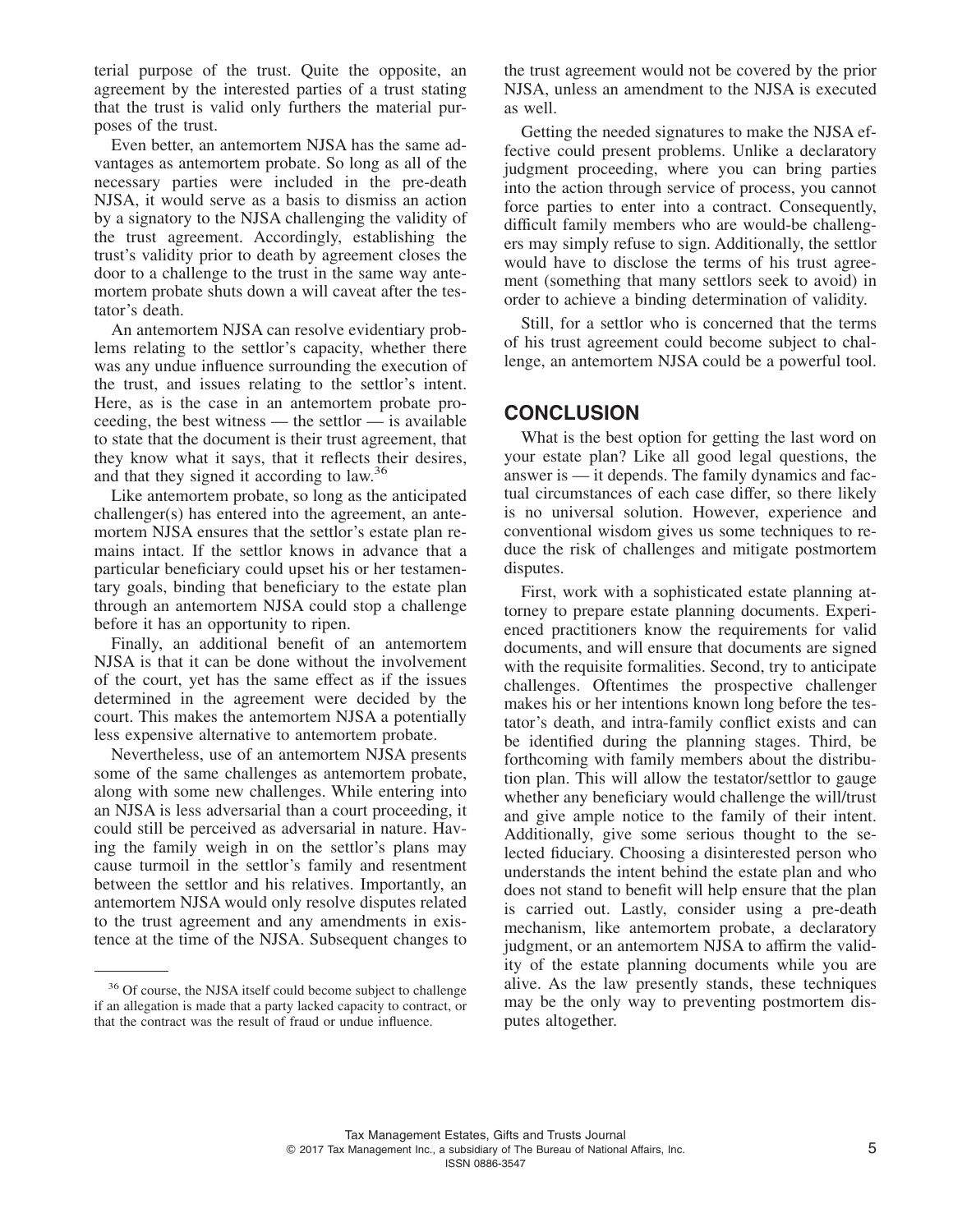terial purpose of the trust. Quite the opposite, an agreement by the interested parties of a trust stating that the trust is valid only furthers the material purposes of the trust.

Even better, an antemortem NJSA has the same advantages as antemortem probate. So long as all of the necessary parties were included in the pre-death NJSA, it would serve as a basis to dismiss an action by a signatory to the NJSA challenging the validity of the trust agreement. Accordingly, establishing the trust's validity prior to death by agreement closes the door to a challenge to the trust in the same way antemortem probate shuts down a will caveat after the testator's death.

An antemortem NJSA can resolve evidentiary problems relating to the settlor's capacity, whether there was any undue influence surrounding the execution of the trust, and issues relating to the settlor's intent. Here, as is the case in an antemortem probate proceeding, the best witness — the settlor — is available to state that the document is their trust agreement, that they know what it says, that it reflects their desires, and that they signed it according to law.[36]

Like antemortem probate, so long as the anticipated challenger(s) has entered into the agreement, an antemortem NJSA ensures that the settlor's estate plan remains intact. If the settlor knows in advance that a particular beneficiary could upset his or her testamentary goals, binding that beneficiary to the estate plan through an antemortem NJSA could stop a challenge before it has an opportunity to ripen.

Finally, an additional benefit of an antemortem NJSA is that it can be done without the involvement of the court, yet has the same effect as if the issues determined in the agreement were decided by the court. This makes the antemortem NJSA a potentially less expensive alternative to antemortem probate.

Nevertheless, use of an antemortem NJSA presents some of the same challenges as antemortem probate, along with some new challenges. While entering into an NJSA is less adversarial than a court proceeding, it could still be perceived as adversarial in nature. Having the family weigh in on the settlor's plans may cause turmoil in the settlor's family and resentment between the settlor and his relatives. Importantly, an antemortem NJSA would only resolve disputes related to the trust agreement and any amendments in existence at the time of the NJSA. Subsequent changes to the trust agreement would not be covered by the prior NJSA, unless an amendment to the NJSA is executed as well.

Getting the needed signatures to make the NJSA effective could present problems. Unlike a declaratory judgment proceeding, where you can bring parties into the action through service of process, you cannot force parties to enter into a contract. Consequently, difficult family members who are would-be challengers may simply refuse to sign. Additionally, the settlor would have to disclose the terms of his trust agreement (something that many settlors seek to avoid) in order to achieve a binding determination of validity.

Still, for a settlor who is concerned that the terms of his trust agreement could become subject to challenge, an antemortem NJSA could be a powerful tool.

## CONCLUSION

What is the best option for getting the last word on your estate plan? Like all good legal questions, the answer is — it depends. The family dynamics and factual circumstances of each case differ, so there likely is no universal solution. However, experience and conventional wisdom gives us some techniques to reduce the risk of challenges and mitigate postmortem disputes.

First, work with a sophisticated estate planning attorney to prepare estate planning documents. Experienced practitioners know the requirements for valid documents, and will ensure that documents are signed with the requisite formalities. Second, try to anticipate challenges. Oftentimes the prospective challenger makes his or her intentions known long before the testator's death, and intra-family conflict exists and can be identified during the planning stages. Third, be forthcoming with family members about the distribution plan. This will allow the testator/settlor to gauge whether any beneficiary would challenge the will/trust and give ample notice to the family of their intent. Additionally, give some serious thought to the selected fiduciary. Choosing a disinterested person who understands the intent behind the estate plan and who does not stand to benefit will help ensure that the plan is carried out. Lastly, consider using a pre-death mechanism, like antemortem probate, a declaratory judgment, or an antemortem NJSA to affirm the validity of the estate planning documents while you are alive. As the law presently stands, these techniques may be the only way to preventing postmortem disputes altogether.

---

[36] Of course, the NJSA itself could become subject to challenge if an allegation is made that a party lacked capacity to contract, or that the contract was the result of fraud or undue influence.